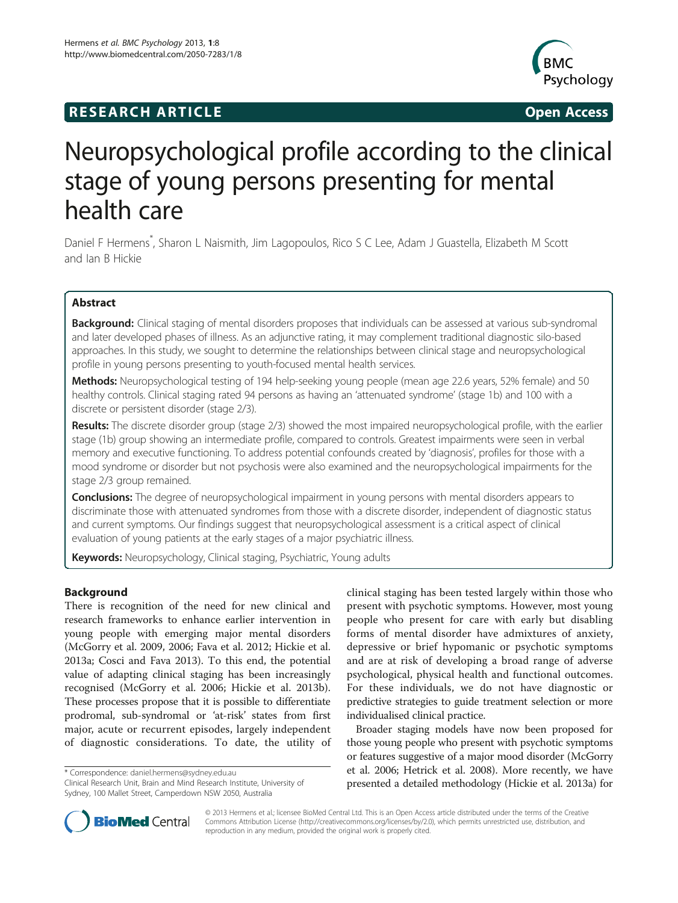**RESEARCH ARTICLE** **Open Access**

# Neuropsychological profile according to the clinical stage of young persons presenting for mental health care

Daniel F Hermens*, Sharon L Naismith, Jim Lagopoulos, Rico S C Lee, Adam J Guastella, Elizabeth M Scott and Ian B Hickie

## Abstract

**Background:** Clinical staging of mental disorders proposes that individuals can be assessed at various sub-syndromal and later developed phases of illness. As an adjunctive rating, it may complement traditional diagnostic silo-based approaches. In this study, we sought to determine the relationships between clinical stage and neuropsychological profile in young persons presenting to youth-focused mental health services.

**Methods:** Neuropsychological testing of 194 help-seeking young people (mean age 22.6 years, 52% female) and 50 healthy controls. Clinical staging rated 94 persons as having an 'attenuated syndrome' (stage 1b) and 100 with a discrete or persistent disorder (stage 2/3).

**Results:** The discrete disorder group (stage 2/3) showed the most impaired neuropsychological profile, with the earlier stage (1b) group showing an intermediate profile, compared to controls. Greatest impairments were seen in verbal memory and executive functioning. To address potential confounds created by 'diagnosis', profiles for those with a mood syndrome or disorder but not psychosis were also examined and the neuropsychological impairments for the stage 2/3 group remained.

**Conclusions:** The degree of neuropsychological impairment in young persons with mental disorders appears to discriminate those with attenuated syndromes from those with a discrete disorder, independent of diagnostic status and current symptoms. Our findings suggest that neuropsychological assessment is a critical aspect of clinical evaluation of young patients at the early stages of a major psychiatric illness.

**Keywords:** Neuropsychology, Clinical staging, Psychiatric, Young adults

## Background

There is recognition of the need for new clinical and research frameworks to enhance earlier intervention in young people with emerging major mental disorders (McGorry et al. 2009, 2006; Fava et al. 2012; Hickie et al. 2013a; Cosci and Fava 2013). To this end, the potential value of adapting clinical staging has been increasingly recognised (McGorry et al. 2006; Hickie et al. 2013b). These processes propose that it is possible to differentiate prodromal, sub-syndromal or 'at-risk' states from first major, acute or recurrent episodes, largely independent of diagnostic considerations. To date, the utility of clinical staging has been tested largely within those who present with psychotic symptoms. However, most young people who present for care with early but disabling forms of mental disorder have admixtures of anxiety, depressive or brief hypomanic or psychotic symptoms and are at risk of developing a broad range of adverse psychological, physical health and functional outcomes. For these individuals, we do not have diagnostic or predictive strategies to guide treatment selection or more individualised clinical practice.

Broader staging models have now been proposed for those young people who present with psychotic symptoms or features suggestive of a major mood disorder (McGorry et al. 2006; Hetrick et al. 2008). More recently, we have presented a detailed methodology (Hickie et al. 2013a) for

\* Correspondence: daniel.hermens@sydney.edu.au
Clinical Research Unit, Brain and Mind Research Institute, University of Sydney, 100 Mallet Street, Camperdown NSW 2050, Australia

© 2013 Hermens et al.; licensee BioMed Central Ltd. This is an Open Access article distributed under the terms of the Creative Commons Attribution License (http://creativecommons.org/licenses/by/2.0), which permits unrestricted use, distribution, and reproduction in any medium, provided the original work is properly cited.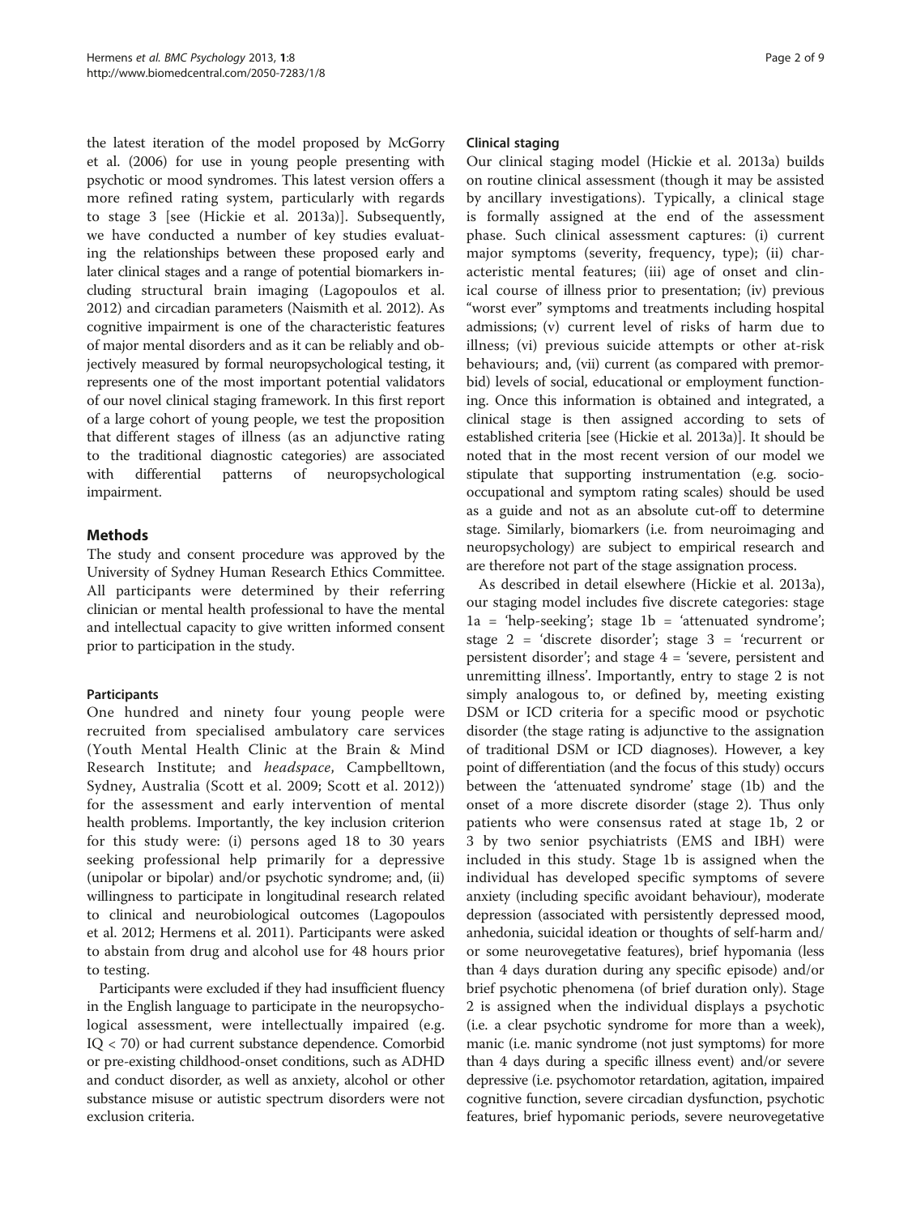the latest iteration of the model proposed by McGorry et al. (2006) for use in young people presenting with psychotic or mood syndromes. This latest version offers a more refined rating system, particularly with regards to stage 3 [see (Hickie et al. 2013a)]. Subsequently, we have conducted a number of key studies evaluating the relationships between these proposed early and later clinical stages and a range of potential biomarkers including structural brain imaging (Lagopoulos et al. 2012) and circadian parameters (Naismith et al. 2012). As cognitive impairment is one of the characteristic features of major mental disorders and as it can be reliably and objectively measured by formal neuropsychological testing, it represents one of the most important potential validators of our novel clinical staging framework. In this first report of a large cohort of young people, we test the proposition that different stages of illness (as an adjunctive rating to the traditional diagnostic categories) are associated with differential patterns of neuropsychological impairment.

## Methods

The study and consent procedure was approved by the University of Sydney Human Research Ethics Committee. All participants were determined by their referring clinician or mental health professional to have the mental and intellectual capacity to give written informed consent prior to participation in the study.

### Participants

One hundred and ninety four young people were recruited from specialised ambulatory care services (Youth Mental Health Clinic at the Brain & Mind Research Institute; and *headspace*, Campbelltown, Sydney, Australia (Scott et al. 2009; Scott et al. 2012)) for the assessment and early intervention of mental health problems. Importantly, the key inclusion criterion for this study were: (i) persons aged 18 to 30 years seeking professional help primarily for a depressive (unipolar or bipolar) and/or psychotic syndrome; and, (ii) willingness to participate in longitudinal research related to clinical and neurobiological outcomes (Lagopoulos et al. 2012; Hermens et al. 2011). Participants were asked to abstain from drug and alcohol use for 48 hours prior to testing.

Participants were excluded if they had insufficient fluency in the English language to participate in the neuropsychological assessment, were intellectually impaired (e.g. IQ < 70) or had current substance dependence. Comorbid or pre-existing childhood-onset conditions, such as ADHD and conduct disorder, as well as anxiety, alcohol or other substance misuse or autistic spectrum disorders were not exclusion criteria.

### Clinical staging

Our clinical staging model (Hickie et al. 2013a) builds on routine clinical assessment (though it may be assisted by ancillary investigations). Typically, a clinical stage is formally assigned at the end of the assessment phase. Such clinical assessment captures: (i) current major symptoms (severity, frequency, type); (ii) characteristic mental features; (iii) age of onset and clinical course of illness prior to presentation; (iv) previous "worst ever" symptoms and treatments including hospital admissions; (v) current level of risks of harm due to illness; (vi) previous suicide attempts or other at-risk behaviours; and, (vii) current (as compared with premorbid) levels of social, educational or employment functioning. Once this information is obtained and integrated, a clinical stage is then assigned according to sets of established criteria [see (Hickie et al. 2013a)]. It should be noted that in the most recent version of our model we stipulate that supporting instrumentation (e.g. socio-occupational and symptom rating scales) should be used as a guide and not as an absolute cut-off to determine stage. Similarly, biomarkers (i.e. from neuroimaging and neuropsychology) are subject to empirical research and are therefore not part of the stage assignation process.

As described in detail elsewhere (Hickie et al. 2013a), our staging model includes five discrete categories: stage 1a = 'help-seeking'; stage 1b = 'attenuated syndrome'; stage 2 = 'discrete disorder'; stage 3 = 'recurrent or persistent disorder'; and stage 4 = 'severe, persistent and unremitting illness'. Importantly, entry to stage 2 is not simply analogous to, or defined by, meeting existing DSM or ICD criteria for a specific mood or psychotic disorder (the stage rating is adjunctive to the assignation of traditional DSM or ICD diagnoses). However, a key point of differentiation (and the focus of this study) occurs between the 'attenuated syndrome' stage (1b) and the onset of a more discrete disorder (stage 2). Thus only patients who were consensus rated at stage 1b, 2 or 3 by two senior psychiatrists (EMS and IBH) were included in this study. Stage 1b is assigned when the individual has developed specific symptoms of severe anxiety (including specific avoidant behaviour), moderate depression (associated with persistently depressed mood, anhedonia, suicidal ideation or thoughts of self-harm and/or some neurovegetative features), brief hypomania (less than 4 days duration during any specific episode) and/or brief psychotic phenomena (of brief duration only). Stage 2 is assigned when the individual displays a psychotic (i.e. a clear psychotic syndrome for more than a week), manic (i.e. manic syndrome (not just symptoms) for more than 4 days during a specific illness event) and/or severe depressive (i.e. psychomotor retardation, agitation, impaired cognitive function, severe circadian dysfunction, psychotic features, brief hypomanic periods, severe neurovegetative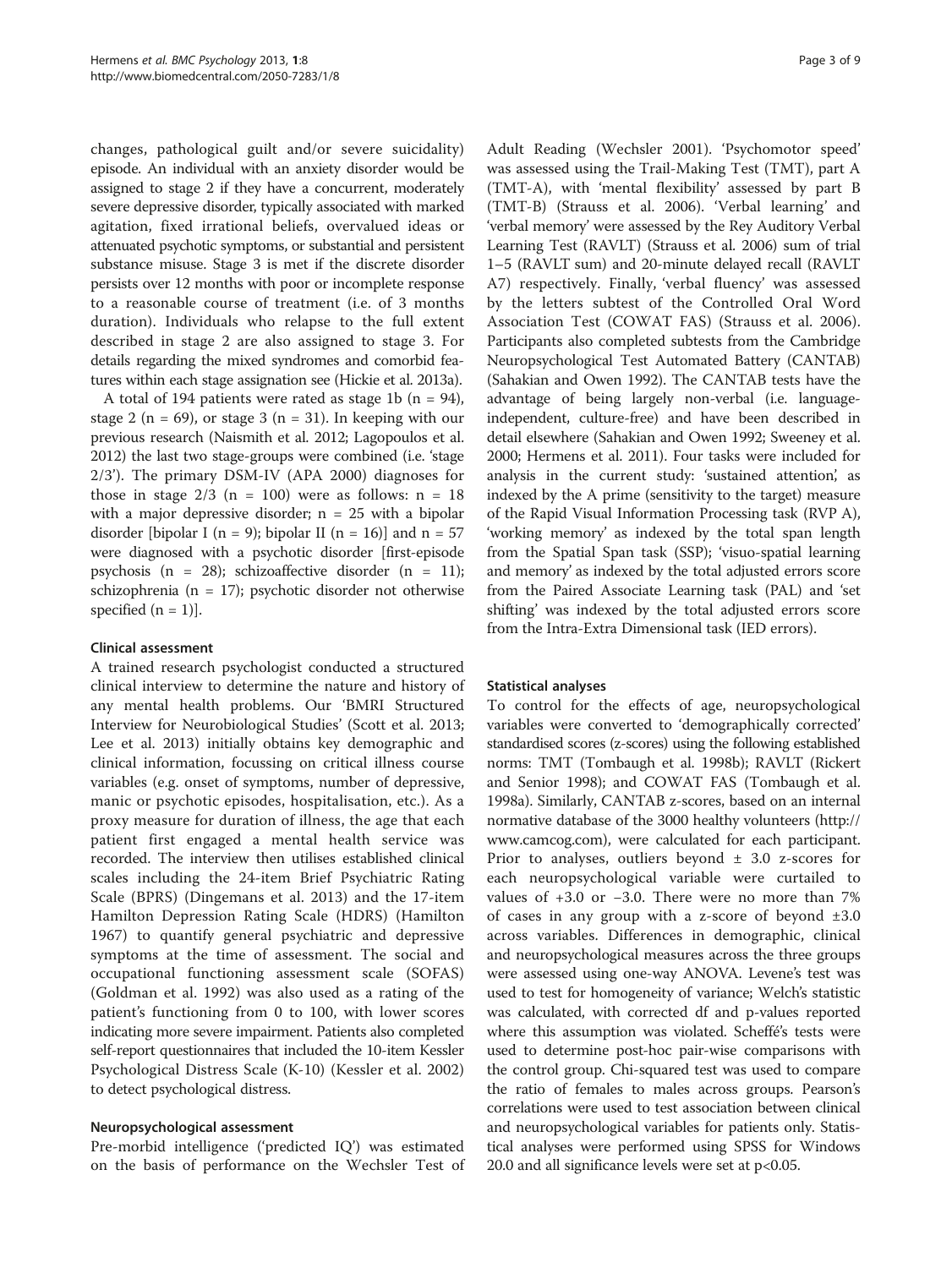changes, pathological guilt and/or severe suicidality) episode. An individual with an anxiety disorder would be assigned to stage 2 if they have a concurrent, moderately severe depressive disorder, typically associated with marked agitation, fixed irrational beliefs, overvalued ideas or attenuated psychotic symptoms, or substantial and persistent substance misuse. Stage 3 is met if the discrete disorder persists over 12 months with poor or incomplete response to a reasonable course of treatment (i.e. of 3 months duration). Individuals who relapse to the full extent described in stage 2 are also assigned to stage 3. For details regarding the mixed syndromes and comorbid features within each stage assignation see (Hickie et al. 2013a).

A total of 194 patients were rated as stage 1b (n = 94), stage 2 (n = 69), or stage 3 (n = 31). In keeping with our previous research (Naismith et al. 2012; Lagopoulos et al. 2012) the last two stage-groups were combined (i.e. 'stage 2/3'). The primary DSM-IV (APA 2000) diagnoses for those in stage 2/3 (n = 100) were as follows: n = 18 with a major depressive disorder; n = 25 with a bipolar disorder [bipolar I (n = 9); bipolar II (n = 16)] and n = 57 were diagnosed with a psychotic disorder [first-episode psychosis (n = 28); schizoaffective disorder (n = 11); schizophrenia (n = 17); psychotic disorder not otherwise specified (n = 1)].

### Clinical assessment

A trained research psychologist conducted a structured clinical interview to determine the nature and history of any mental health problems. Our 'BMRI Structured Interview for Neurobiological Studies' (Scott et al. 2013; Lee et al. 2013) initially obtains key demographic and clinical information, focussing on critical illness course variables (e.g. onset of symptoms, number of depressive, manic or psychotic episodes, hospitalisation, etc.). As a proxy measure for duration of illness, the age that each patient first engaged a mental health service was recorded. The interview then utilises established clinical scales including the 24-item Brief Psychiatric Rating Scale (BPRS) (Dingemans et al. 2013) and the 17-item Hamilton Depression Rating Scale (HDRS) (Hamilton 1967) to quantify general psychiatric and depressive symptoms at the time of assessment. The social and occupational functioning assessment scale (SOFAS) (Goldman et al. 1992) was also used as a rating of the patient's functioning from 0 to 100, with lower scores indicating more severe impairment. Patients also completed self-report questionnaires that included the 10-item Kessler Psychological Distress Scale (K-10) (Kessler et al. 2002) to detect psychological distress.

### Neuropsychological assessment

Pre-morbid intelligence ('predicted IQ') was estimated on the basis of performance on the Wechsler Test of Adult Reading (Wechsler 2001). 'Psychomotor speed' was assessed using the Trail-Making Test (TMT), part A (TMT-A), with 'mental flexibility' assessed by part B (TMT-B) (Strauss et al. 2006). 'Verbal learning' and 'verbal memory' were assessed by the Rey Auditory Verbal Learning Test (RAVLT) (Strauss et al. 2006) sum of trial 1–5 (RAVLT sum) and 20-minute delayed recall (RAVLT A7) respectively. Finally, 'verbal fluency' was assessed by the letters subtest of the Controlled Oral Word Association Test (COWAT FAS) (Strauss et al. 2006). Participants also completed subtests from the Cambridge Neuropsychological Test Automated Battery (CANTAB) (Sahakian and Owen 1992). The CANTAB tests have the advantage of being largely non-verbal (i.e. language-independent, culture-free) and have been described in detail elsewhere (Sahakian and Owen 1992; Sweeney et al. 2000; Hermens et al. 2011). Four tasks were included for analysis in the current study: 'sustained attention', as indexed by the A prime (sensitivity to the target) measure of the Rapid Visual Information Processing task (RVP A), 'working memory' as indexed by the total span length from the Spatial Span task (SSP); 'visuo-spatial learning and memory' as indexed by the total adjusted errors score from the Paired Associate Learning task (PAL) and 'set shifting' was indexed by the total adjusted errors score from the Intra-Extra Dimensional task (IED errors).

### Statistical analyses

To control for the effects of age, neuropsychological variables were converted to 'demographically corrected' standardised scores (z-scores) using the following established norms: TMT (Tombaugh et al. 1998b); RAVLT (Rickert and Senior 1998); and COWAT FAS (Tombaugh et al. 1998a). Similarly, CANTAB z-scores, based on an internal normative database of the 3000 healthy volunteers (http://www.camcog.com), were calculated for each participant. Prior to analyses, outliers beyond ± 3.0 z-scores for each neuropsychological variable were curtailed to values of +3.0 or −3.0. There were no more than 7% of cases in any group with a z-score of beyond ±3.0 across variables. Differences in demographic, clinical and neuropsychological measures across the three groups were assessed using one-way ANOVA. Levene's test was used to test for homogeneity of variance; Welch's statistic was calculated, with corrected df and p-values reported where this assumption was violated. Scheffé's tests were used to determine post-hoc pair-wise comparisons with the control group. Chi-squared test was used to compare the ratio of females to males across groups. Pearson's correlations were used to test association between clinical and neuropsychological variables for patients only. Statistical analyses were performed using SPSS for Windows 20.0 and all significance levels were set at $p<0.05$.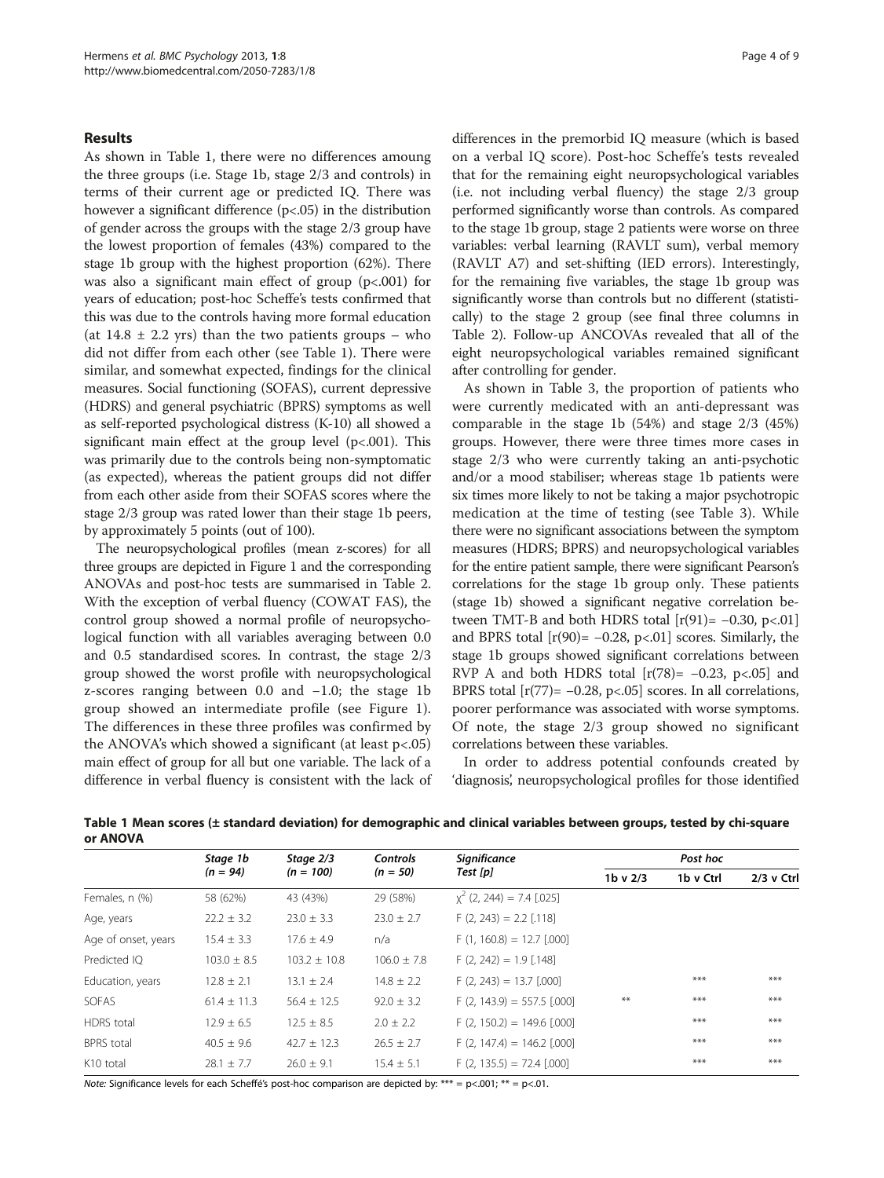## Results

As shown in Table 1, there were no differences amoung the three groups (i.e. Stage 1b, stage 2/3 and controls) in terms of their current age or predicted IQ. There was however a significant difference ($p<.05$) in the distribution of gender across the groups with the stage 2/3 group have the lowest proportion of females (43%) compared to the stage 1b group with the highest proportion (62%). There was also a significant main effect of group ($p<.001$) for years of education; post-hoc Scheffe's tests confirmed that this was due to the controls having more formal education (at $14.8 \pm 2.2$ yrs) than the two patients groups – who did not differ from each other (see Table 1). There were similar, and somewhat expected, findings for the clinical measures. Social functioning (SOFAS), current depressive (HDRS) and general psychiatric (BPRS) symptoms as well as self-reported psychological distress (K-10) all showed a significant main effect at the group level ($p<.001$). This was primarily due to the controls being non-symptomatic (as expected), whereas the patient groups did not differ from each other aside from their SOFAS scores where the stage 2/3 group was rated lower than their stage 1b peers, by approximately 5 points (out of 100).

The neuropsychological profiles (mean z-scores) for all three groups are depicted in Figure 1 and the corresponding ANOVAs and post-hoc tests are summarised in Table 2. With the exception of verbal fluency (COWAT FAS), the control group showed a normal profile of neuropsychological function with all variables averaging between 0.0 and 0.5 standardised scores. In contrast, the stage 2/3 group showed the worst profile with neuropsychological z-scores ranging between 0.0 and −1.0; the stage 1b group showed an intermediate profile (see Figure 1). The differences in these three profiles was confirmed by the ANOVA's which showed a significant (at least $p<.05$) main effect of group for all but one variable. The lack of a difference in verbal fluency is consistent with the lack of differences in the premorbid IQ measure (which is based on a verbal IQ score). Post-hoc Scheffe's tests revealed that for the remaining eight neuropsychological variables (i.e. not including verbal fluency) the stage 2/3 group performed significantly worse than controls. As compared to the stage 1b group, stage 2 patients were worse on three variables: verbal learning (RAVLT sum), verbal memory (RAVLT A7) and set-shifting (IED errors). Interestingly, for the remaining five variables, the stage 1b group was significantly worse than controls but no different (statistically) to the stage 2 group (see final three columns in Table 2). Follow-up ANCOVAs revealed that all of the eight neuropsychological variables remained significant after controlling for gender.

As shown in Table 3, the proportion of patients who were currently medicated with an anti-depressant was comparable in the stage 1b (54%) and stage 2/3 (45%) groups. However, there were three times more cases in stage 2/3 who were currently taking an anti-psychotic and/or a mood stabiliser; whereas stage 1b patients were six times more likely to not be taking a major psychotropic medication at the time of testing (see Table 3). While there were no significant associations between the symptom measures (HDRS; BPRS) and neuropsychological variables for the entire patient sample, there were significant Pearson's correlations for the stage 1b group only. These patients (stage 1b) showed a significant negative correlation between TMT-B and both HDRS total [$r(91)= -0.30$, $p<.01$] and BPRS total [$r(90)= -0.28$, $p<.01$] scores. Similarly, the stage 1b groups showed significant correlations between RVP A and both HDRS total [$r(78)= -0.23$, $p<.05$] and BPRS total [$r(77)= -0.28$, $p<.05$] scores. In all correlations, poorer performance was associated with worse symptoms. Of note, the stage 2/3 group showed no significant correlations between these variables.

In order to address potential confounds created by 'diagnosis', neuropsychological profiles for those identified

**Table 1 Mean scores (± standard deviation) for demographic and clinical variables between groups, tested by chi-square or ANOVA**

| | Stage 1b (n = 94) | Stage 2/3 (n = 100) | Controls (n = 50) | Significance Test [p] | Post hoc | | |
|---|---|---|---|---|---|---|---|
| | | | | | 1b v 2/3 | 1b v Ctrl | 2/3 v Ctrl |
| Females, n (%) | 58 (62%) | 43 (43%) | 29 (58%) | $\chi^2$ (2, 244) = 7.4 [.025] | | | |
| Age, years | 22.2 ± 3.2 | 23.0 ± 3.3 | 23.0 ± 2.7 | F (2, 243) = 2.2 [.118] | | | |
| Age of onset, years | 15.4 ± 3.3 | 17.6 ± 4.9 | n/a | F (1, 160.8) = 12.7 [.000] | | | |
| Predicted IQ | 103.0 ± 8.5 | 103.2 ± 10.8 | 106.0 ± 7.8 | F (2, 242) = 1.9 [.148] | | | |
| Education, years | 12.8 ± 2.1 | 13.1 ± 2.4 | 14.8 ± 2.2 | F (2, 243) = 13.7 [.000] | | *** | *** |
| SOFAS | 61.4 ± 11.3 | 56.4 ± 12.5 | 92.0 ± 3.2 | F (2, 143.9) = 557.5 [.000] | ** | *** | *** |
| HDRS total | 12.9 ± 6.5 | 12.5 ± 8.5 | 2.0 ± 2.2 | F (2, 150.2) = 149.6 [.000] | | *** | *** |
| BPRS total | 40.5 ± 9.6 | 42.7 ± 12.3 | 26.5 ± 2.7 | F (2, 147.4) = 146.2 [.000] | | *** | *** |
| K10 total | 28.1 ± 7.7 | 26.0 ± 9.1 | 15.4 ± 5.1 | F (2, 135.5) = 72.4 [.000] | | *** | *** |

*Note:* Significance levels for each Scheffé's post-hoc comparison are depicted by: *** = $p<.001$; ** = $p<.01$.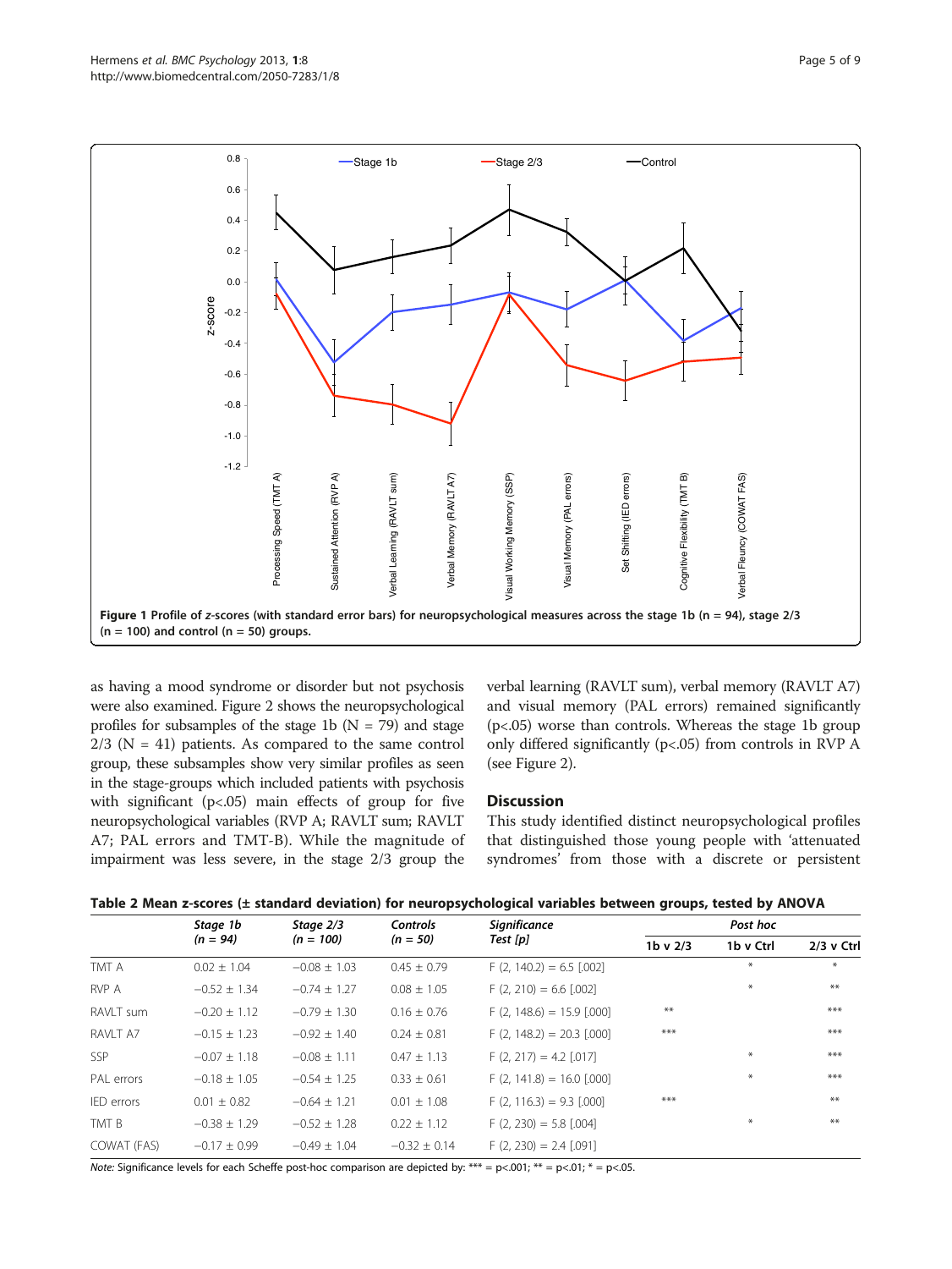Figure 1 Profile of z-scores (with standard error bars) for neuropsychological measures across the stage 1b (n = 94), stage 2/3 (n = 100) and control (n = 50) groups.

as having a mood syndrome or disorder but not psychosis were also examined. Figure 2 shows the neuropsychological profiles for subsamples of the stage 1b (N = 79) and stage 2/3 (N = 41) patients. As compared to the same control group, these subsamples show very similar profiles as seen in the stage-groups which included patients with psychosis with significant ($p<.05$) main effects of group for five neuropsychological variables (RVP A; RAVLT sum; RAVLT A7; PAL errors and TMT-B). While the magnitude of impairment was less severe, in the stage 2/3 group the verbal learning (RAVLT sum), verbal memory (RAVLT A7) and visual memory (PAL errors) remained significantly ($p<.05$) worse than controls. Whereas the stage 1b group only differed significantly ($p<.05$) from controls in RVP A (see Figure 2).

## Discussion

This study identified distinct neuropsychological profiles that distinguished those young people with 'attenuated syndromes' from those with a discrete or persistent

**Table 2 Mean z-scores (± standard deviation) for neuropsychological variables between groups, tested by ANOVA**

| | Stage 1b (n = 94) | Stage 2/3 (n = 100) | Controls (n = 50) | Significance Test [p] | Post hoc | | |
|---|---|---|---|---|---|---|---|
| | | | | | 1b v 2/3 | 1b v Ctrl | 2/3 v Ctrl |
| TMT A | 0.02 ± 1.04 | −0.08 ± 1.03 | 0.45 ± 0.79 | F (2, 140.2) = 6.5 [.002] | | * | * |
| RVP A | −0.52 ± 1.34 | −0.74 ± 1.27 | 0.08 ± 1.05 | F (2, 210) = 6.6 [.002] | | * | ** |
| RAVLT sum | −0.20 ± 1.12 | −0.79 ± 1.30 | 0.16 ± 0.76 | F (2, 148.6) = 15.9 [.000] | ** | | *** |
| RAVLT A7 | −0.15 ± 1.23 | −0.92 ± 1.40 | 0.24 ± 0.81 | F (2, 148.2) = 20.3 [.000] | *** | | *** |
| SSP | −0.07 ± 1.18 | −0.08 ± 1.11 | 0.47 ± 1.13 | F (2, 217) = 4.2 [.017] | | * | *** |
| PAL errors | −0.18 ± 1.05 | −0.54 ± 1.25 | 0.33 ± 0.61 | F (2, 141.8) = 16.0 [.000] | | * | *** |
| IED errors | 0.01 ± 0.82 | −0.64 ± 1.21 | 0.01 ± 1.08 | F (2, 116.3) = 9.3 [.000] | *** | | ** |
| TMT B | −0.38 ± 1.29 | −0.52 ± 1.28 | 0.22 ± 1.12 | F (2, 230) = 5.8 [.004] | | * | ** |
| COWAT (FAS) | −0.17 ± 0.99 | −0.49 ± 1.04 | −0.32 ± 0.14 | F (2, 230) = 2.4 [.091] | | | |

*Note:* Significance levels for each Scheffe post-hoc comparison are depicted by: *** = $p<.001$; ** = $p<.01$; * = $p<.05$.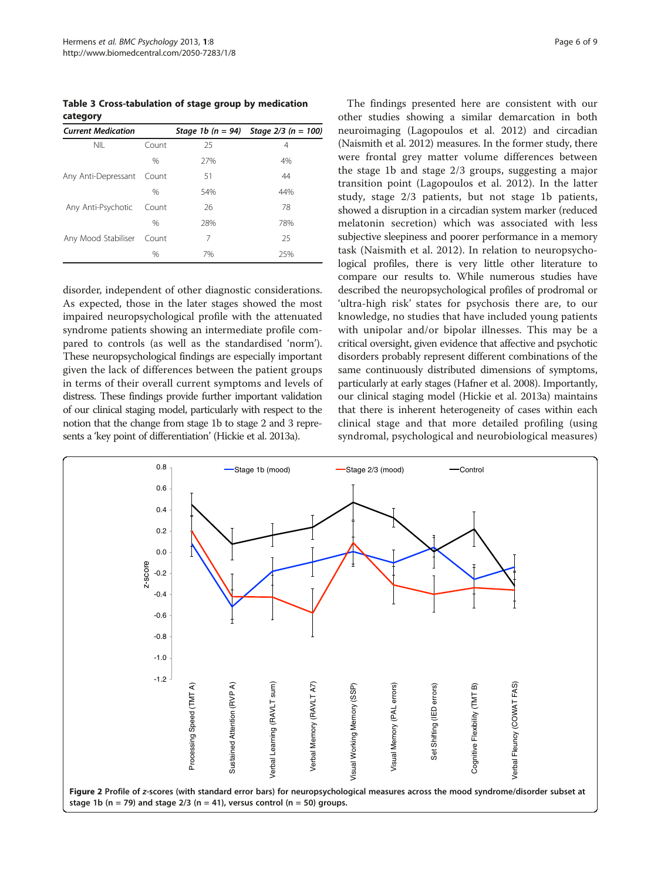**Table 3 Cross-tabulation of stage group by medication category**

| *Current Medication* | | *Stage 1b (n = 94)* | *Stage 2/3 (n = 100)* |
|---|---|---|---|
| NIL | Count | 25 | 4 |
| | % | 27% | 4% |
| Any Anti-Depressant | Count | 51 | 44 |
| | % | 54% | 44% |
| Any Anti-Psychotic | Count | 26 | 78 |
| | % | 28% | 78% |
| Any Mood Stabiliser | Count | 7 | 25 |
| | % | 7% | 25% |

disorder, independent of other diagnostic considerations. As expected, those in the later stages showed the most impaired neuropsychological profile with the attenuated syndrome patients showing an intermediate profile compared to controls (as well as the standardised 'norm'). These neuropsychological findings are especially important given the lack of differences between the patient groups in terms of their overall current symptoms and levels of distress. These findings provide further important validation of our clinical staging model, particularly with respect to the notion that the change from stage 1b to stage 2 and 3 represents a 'key point of differentiation' (Hickie et al. 2013a).

The findings presented here are consistent with our other studies showing a similar demarcation in both neuroimaging (Lagopoulos et al. 2012) and circadian (Naismith et al. 2012) measures. In the former study, there were frontal grey matter volume differences between the stage 1b and stage 2/3 groups, suggesting a major transition point (Lagopoulos et al. 2012). In the latter study, stage 2/3 patients, but not stage 1b patients, showed a disruption in a circadian system marker (reduced melatonin secretion) which was associated with less subjective sleepiness and poorer performance in a memory task (Naismith et al. 2012). In relation to neuropsychological profiles, there is very little other literature to compare our results to. While numerous studies have described the neuropsychological profiles of prodromal or 'ultra-high risk' states for psychosis there are, to our knowledge, no studies that have included young patients with unipolar and/or bipolar illnesses. This may be a critical oversight, given evidence that affective and psychotic disorders probably represent different combinations of the same continuously distributed dimensions of symptoms, particularly at early stages (Hafner et al. 2008). Importantly, our clinical staging model (Hickie et al. 2013a) maintains that there is inherent heterogeneity of cases within each clinical stage and that more detailed profiling (using syndromal, psychological and neurobiological measures)

**Figure 2** Profile of *z*-scores (with standard error bars) for neuropsychological measures across the mood syndrome/disorder subset at stage 1b (n = 79) and stage 2/3 (n = 41), versus control (n = 50) groups.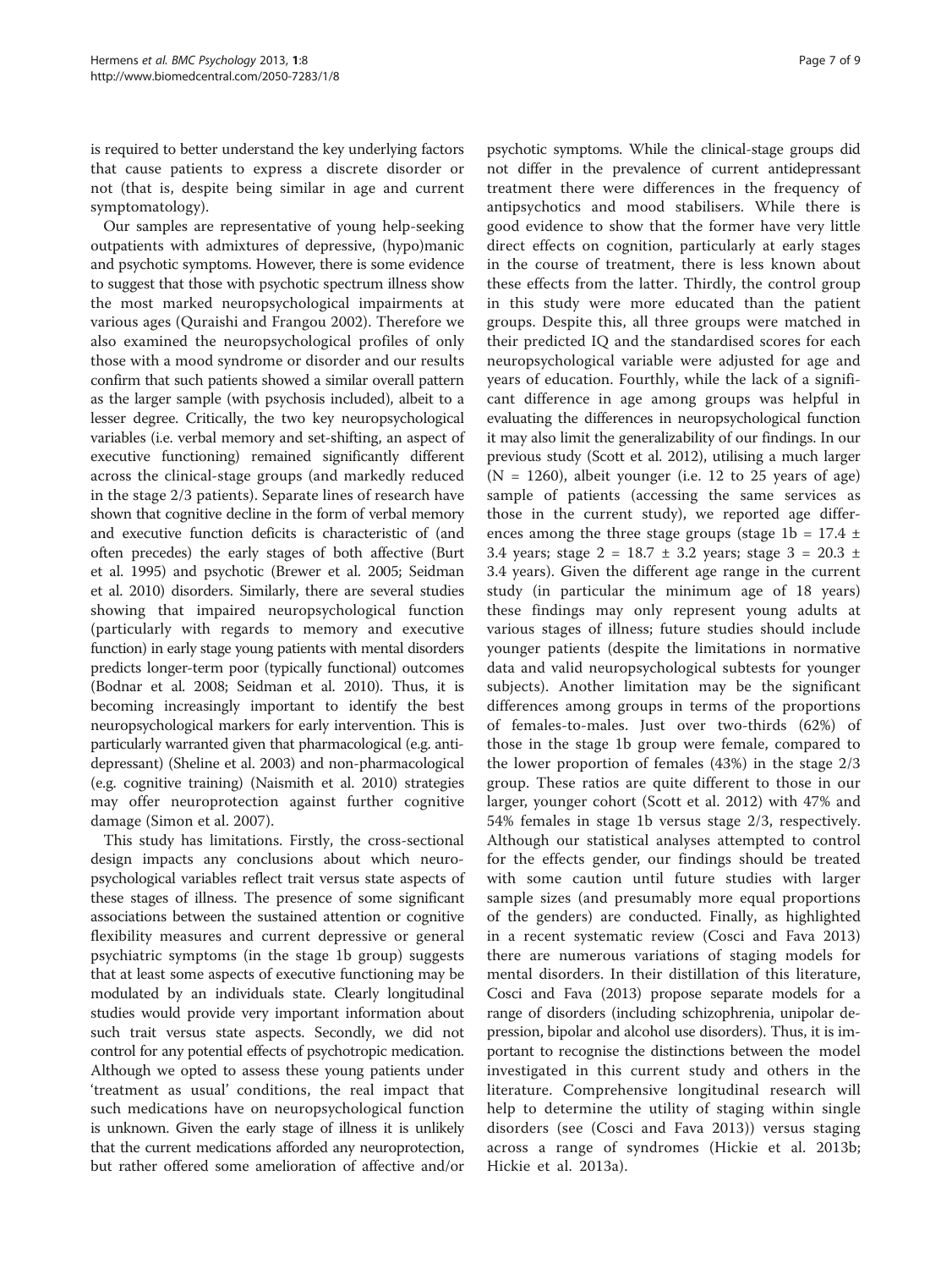is required to better understand the key underlying factors that cause patients to express a discrete disorder or not (that is, despite being similar in age and current symptomatology).

Our samples are representative of young help-seeking outpatients with admixtures of depressive, (hypo)manic and psychotic symptoms. However, there is some evidence to suggest that those with psychotic spectrum illness show the most marked neuropsychological impairments at various ages (Quraishi and Frangou 2002). Therefore we also examined the neuropsychological profiles of only those with a mood syndrome or disorder and our results confirm that such patients showed a similar overall pattern as the larger sample (with psychosis included), albeit to a lesser degree. Critically, the two key neuropsychological variables (i.e. verbal memory and set-shifting, an aspect of executive functioning) remained significantly different across the clinical-stage groups (and markedly reduced in the stage 2/3 patients). Separate lines of research have shown that cognitive decline in the form of verbal memory and executive function deficits is characteristic of (and often precedes) the early stages of both affective (Burt et al. 1995) and psychotic (Brewer et al. 2005; Seidman et al. 2010) disorders. Similarly, there are several studies showing that impaired neuropsychological function (particularly with regards to memory and executive function) in early stage young patients with mental disorders predicts longer-term poor (typically functional) outcomes (Bodnar et al. 2008; Seidman et al. 2010). Thus, it is becoming increasingly important to identify the best neuropsychological markers for early intervention. This is particularly warranted given that pharmacological (e.g. antidepressant) (Sheline et al. 2003) and non-pharmacological (e.g. cognitive training) (Naismith et al. 2010) strategies may offer neuroprotection against further cognitive damage (Simon et al. 2007).

This study has limitations. Firstly, the cross-sectional design impacts any conclusions about which neuropsychological variables reflect trait versus state aspects of these stages of illness. The presence of some significant associations between the sustained attention or cognitive flexibility measures and current depressive or general psychiatric symptoms (in the stage 1b group) suggests that at least some aspects of executive functioning may be modulated by an individuals state. Clearly longitudinal studies would provide very important information about such trait versus state aspects. Secondly, we did not control for any potential effects of psychotropic medication. Although we opted to assess these young patients under 'treatment as usual' conditions, the real impact that such medications have on neuropsychological function is unknown. Given the early stage of illness it is unlikely that the current medications afforded any neuroprotection, but rather offered some amelioration of affective and/or psychotic symptoms. While the clinical-stage groups did not differ in the prevalence of current antidepressant treatment there were differences in the frequency of antipsychotics and mood stabilisers. While there is good evidence to show that the former have very little direct effects on cognition, particularly at early stages in the course of treatment, there is less known about these effects from the latter. Thirdly, the control group in this study were more educated than the patient groups. Despite this, all three groups were matched in their predicted IQ and the standardised scores for each neuropsychological variable were adjusted for age and years of education. Fourthly, while the lack of a significant difference in age among groups was helpful in evaluating the differences in neuropsychological function it may also limit the generalizability of our findings. In our previous study (Scott et al. 2012), utilising a much larger (N = 1260), albeit younger (i.e. 12 to 25 years of age) sample of patients (accessing the same services as those in the current study), we reported age differences among the three stage groups (stage 1b = 17.4 ± 3.4 years; stage 2 = 18.7 ± 3.2 years; stage 3 = 20.3 ± 3.4 years). Given the different age range in the current study (in particular the minimum age of 18 years) these findings may only represent young adults at various stages of illness; future studies should include younger patients (despite the limitations in normative data and valid neuropsychological subtests for younger subjects). Another limitation may be the significant differences among groups in terms of the proportions of females-to-males. Just over two-thirds (62%) of those in the stage 1b group were female, compared to the lower proportion of females (43%) in the stage 2/3 group. These ratios are quite different to those in our larger, younger cohort (Scott et al. 2012) with 47% and 54% females in stage 1b versus stage 2/3, respectively. Although our statistical analyses attempted to control for the effects gender, our findings should be treated with some caution until future studies with larger sample sizes (and presumably more equal proportions of the genders) are conducted. Finally, as highlighted in a recent systematic review (Cosci and Fava 2013) there are numerous variations of staging models for mental disorders. In their distillation of this literature, Cosci and Fava (2013) propose separate models for a range of disorders (including schizophrenia, unipolar depression, bipolar and alcohol use disorders). Thus, it is important to recognise the distinctions between the model investigated in this current study and others in the literature. Comprehensive longitudinal research will help to determine the utility of staging within single disorders (see (Cosci and Fava 2013)) versus staging across a range of syndromes (Hickie et al. 2013b; Hickie et al. 2013a).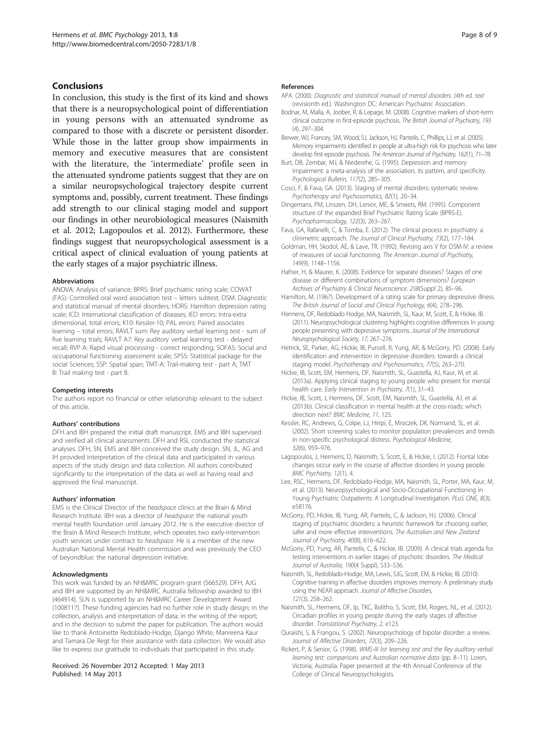## Conclusions

In conclusion, this study is the first of its kind and shows that there is a neuropsychological point of differentiation in young persons with an attenuated syndrome as compared to those with a discrete or persistent disorder. While those in the latter group show impairments in memory and executive measures that are consistent with the literature, the 'intermediate' profile seen in the attenuated syndrome patients suggest that they are on a similar neuropsychological trajectory despite current symptoms and, possibly, current treatment. These findings add strength to our clinical staging model and support our findings in other neurobiological measures (Naismith et al. 2012; Lagopoulos et al. 2012). Furthermore, these findings suggest that neuropsychological assessment is a critical aspect of clinical evaluation of young patients at the early stages of a major psychiatric illness.

#### Abbreviations

ANOVA: Analysis of variance; BPRS: Brief psychiatric rating scale; COWAT (FAS): Controlled oral word association test – letters subtest; DSM: Diagnostic and statistical manual of mental disorders; HDRS: Hamilton depression rating scale; ICD: International classification of diseases; IED errors: Intra-extra dimensional, total errors; K10: Kessler-10; PAL errors: Paired associates learning – total errors; RAVLT sum: Rey auditory verbal learning test - sum of five learning trials; RAVLT A7: Rey auditory verbal learning test - delayed recall; RVP A: Rapid visual processing - correct responding; SOFAS: Social and occupational functioning assessment scale; SPSS: Statistical package for the social Sciences; SSP: Spatial span; TMT-A: Trail-making test - part A; TMT B: Trail making test - part B.

#### Competing interests

The authors report no financial or other relationship relevant to the subject of this article.

#### Authors' contributions

DFH and IBH prepared the initial draft manuscript. EMS and IBH supervised and verified all clinical assessments. DFH and RSL conducted the statistical analyses. DFH, SN, EMS and IBH conceived the study design. SN, JL, AG and IH provided interpretation of the clinical data and participated in various aspects of the study design and data collection. All authors contributed significantly to the interpretation of the data as well as having read and approved the final manuscript.

#### Authors' information

EMS is the Clinical Director of the *headspace* clinics at the Brain & Mind Research Institute. IBH was a director of *headspace*: the national youth mental health foundation until January 2012. He is the executive director of the Brain & Mind Research Institute, which operates two early-intervention youth services under contract to *headspace*. He is a member of the new Australian National Mental Health commission and was previously the CEO of beyondblue: the national depression initiative.

#### Acknowledgments

This work was funded by an NH&MRC program grant (566529). DFH, AJG and IBH are supported by an NH&MRC Australia fellowship awarded to IBH (464914). SLN is supported by an NH&MRC Career Development Award (1008117). These funding agencies had no further role in study design; in the collection, analysis and interpretation of data; in the writing of the report; and in the decision to submit the paper for publication. The authors would like to thank Antoinette Redoblado-Hodge, Django White, Manreena Kaur and Tamara De Regt for their assistance with data collection. We would also like to express our gratitude to individuals that participated in this study.

Received: 26 November 2012 Accepted: 1 May 2013
Published: 14 May 2013

#### References

APA. (2000). *Diagnostic and statistical manual of mental disorders. (4th ed. text* (revisionth ed.). Washington DC: American Psychiatric Association.

Bodnar, M, Malla, A, Joober, R, & Lepage, M. (2008). Cognitive markers of short-term clinical outcome in first-episode psychosis. *The British Journal of Psychiatry, 193* (4), 297–304.

Brewer, WJ, Francey, SM, Wood, SJ, Jackson, HJ, Pantelis, C, Phillips, LJ, et al. (2005). Memory impairments identified in people at ultra-high risk for psychosis who later develop first-episode psychosis. *The American Journal of Psychiatry, 162*(1), 71–78.

Burt, DB, Zembar, MJ, & Niederehe, G. (1995). Depression and memory impairment: a meta-analysis of the association, its pattern, and specificity. *Psychological Bulletin, 117*(2), 285–305.

Cosci, F, & Fava, GA. (2013). Staging of mental disorders: systematic review. *Psychotherapy and Psychosomatics, 82*(1), 20–34.

Dingemans, PM, Linszen, DH, Lenior, ME, & Smeets, RM. (1995). Component structure of the expanded Brief Psychiatric Rating Scale (BPRS-E). *Psychopharmacology, 122*(3), 263–267.

Fava, GA, Rafanelli, C, & Tomba, E. (2012). The clinical process in psychiatry: a clinimetric approach. *The Journal of Clinical Psychiatry, 73*(2), 177–184.

Goldman, HH, Skodol, AE, & Lave, TR. (1992). Revising axis V for DSM-IV: a review of measures of social functioning. *The American Journal of Psychiatry, 149*(9), 1148–1156.

Hafner, H, & Maurer, K. (2008). Evidence for separate diseases? Stages of one disease or different combinations of symptom dimensions? *European Archives of Psychiatry & Clinical Neuroscience. 258*(Suppl 2), 85–96.

Hamilton, M. (1967). Development of a rating scale for primary depressive illness. *The British Journal of Social and Clinical Psychology, 6*(4), 278–296.

Hermens, DF, Redoblado Hodge, MA, Naismith, SL, Kaur, M, Scott, E, & Hickie, IB. (2011). Neuropsychological clustering highlights cognitive differences In young people presenting with depressive symptoms. *Journal of the International Neuropsychological Society, 17*, 267–276.

Hetrick, SE, Parker, AG, Hickie, IB, Purcell, R, Yung, AR, & McGorry, PD. (2008). Early identification and intervention in depressive disorders: towards a clinical staging model. *Psychotherapy and Psychosomatics, 77*(5), 263–270.

Hickie, IB, Scott, EM, Hermens, DF, Naismith, SL, Guastella, AJ, Kaur, M, et al. (2013a). Applying clinical staging to young people who present for mental health care. *Early Intervention in Psychiatry, 7*(1), 31–43.

Hickie, IB, Scott, J, Hermens, DF, Scott, EM, Naismith, SL, Guastella, AJ, et al. (2013b). Clinical classification in mental health at the cross-roads: which direction next? *BMC Medicine, 11*, 125.

Kessler, RC, Andrews, G, Colpe, LJ, Hiripi, E, Mroczek, DK, Normand, SL, et al. (2002). Short screening scales to monitor population prevalences and trends in non-specific psychological distress. *Psychological Medicine, 32*(6), 959–976.

Lagopoulos, J, Hermens, D, Naismith, S, Scott, E, & Hickie, I. (2012). Frontal lobe changes occur early in the course of affective disorders in young people. *BMC Psychiatry, 12*(1), 4.

Lee, RSC, Hermens, DF, Redoblado-Hodge, MA, Naismith, SL, Porter, MA, Kaur, M, et al. (2013). Neuropsychological and Socio-Occupational Functioning in Young Psychiatric Outpatients: A Longitudinal Investigation. *PLoS ONE, 8*(3), e58176.

McGorry, PD, Hickie, IB, Yung, AR, Pantelis, C, & Jackson, HJ. (2006). Clinical staging of psychiatric disorders: a heuristic framework for choosing earlier, safer and more effective interventions. *The Australian and New Zealand Journal of Psychiatry, 40*(8), 616–622.

McGorry, PD, Yung, AR, Pantelis, C, & Hickie, IB. (2009). A clinical trials agenda for testing interventions in earlier stages of psychotic disorders. *The Medical Journal of Australia, 190*(4 Suppl), S33–S36.

Naismith, SL, Redoblado-Hodge, MA, Lewis, SJG, Scott, EM, & Hickie, IB. (2010). Cognitive training in affective disorders improves memory: A preliminary study using the NEAR approach. *Journal of Affective Disorders, 121*(3), 258–262.

Naismith, SL, Hermens, DF, Ip, TKC, Bolitho, S, Scott, EM, Rogers, NL, et al. (2012). Circadian profiles in young people during the early stages of affective disorder. *Translational Psychiatry, 2*, e123.

Quraishi, S, & Frangou, S. (2002). Neuropsychology of bipolar disorder: a review. *Journal of Affective Disorders, 72*(3), 209–226.

Rickert, P, & Senior, G. (1998). *WMS-III list learning test and the Rey auditory verbal learning test: comparisons and Australian normative data* (pp. 8–11). Loren, Victoria, Australia: Paper presented at the 4th Annual Conference of the College of Clinical Neuropsychologists.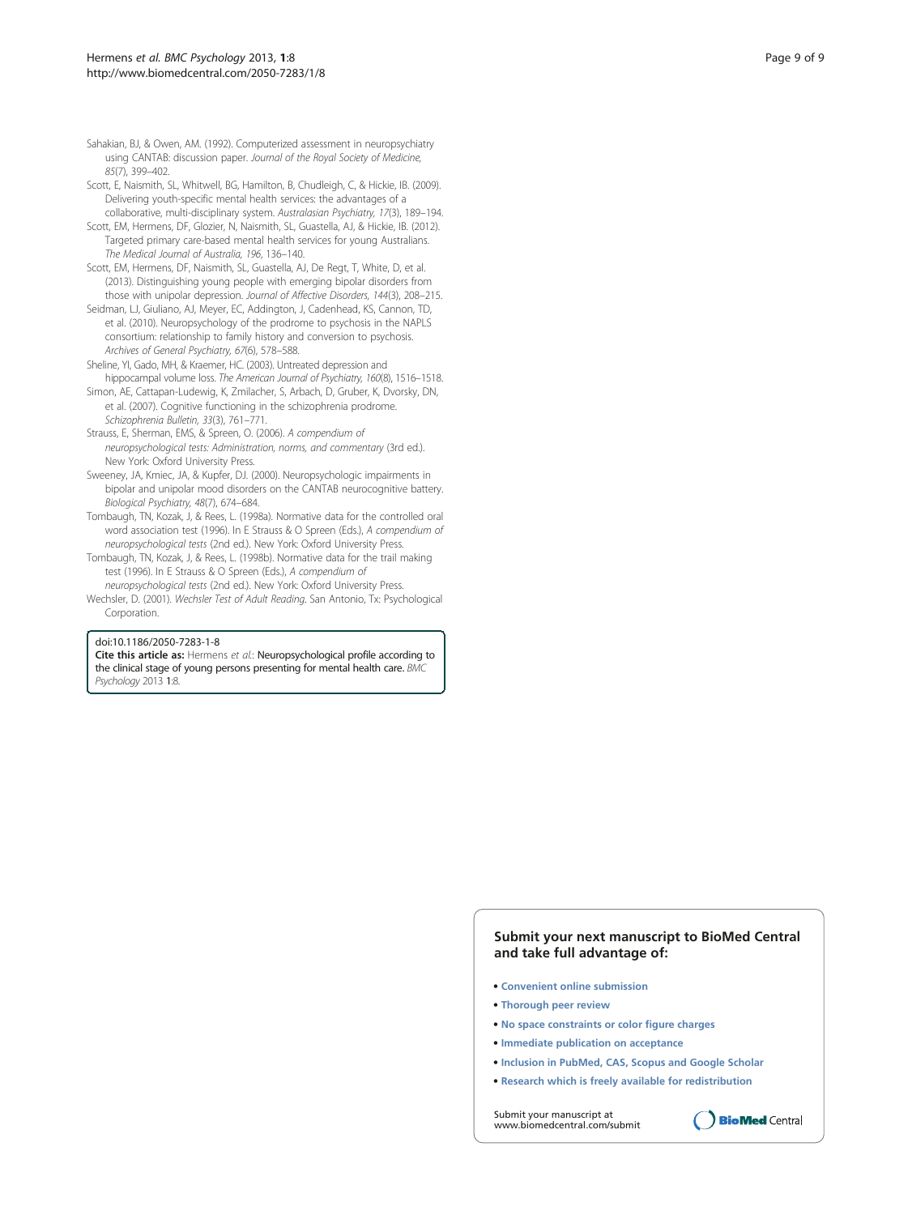Sahakian, BJ, & Owen, AM. (1992). Computerized assessment in neuropsychiatry using CANTAB: discussion paper. *Journal of the Royal Society of Medicine, 85*(7), 399–402.

Scott, E, Naismith, SL, Whitwell, BG, Hamilton, B, Chudleigh, C, & Hickie, IB. (2009). Delivering youth-specific mental health services: the advantages of a collaborative, multi-disciplinary system. *Australasian Psychiatry, 17*(3), 189–194.

Scott, EM, Hermens, DF, Glozier, N, Naismith, SL, Guastella, AJ, & Hickie, IB. (2012). Targeted primary care-based mental health services for young Australians. *The Medical Journal of Australia, 196*, 136–140.

Scott, EM, Hermens, DF, Naismith, SL, Guastella, AJ, De Regt, T, White, D, et al. (2013). Distinguishing young people with emerging bipolar disorders from those with unipolar depression. *Journal of Affective Disorders, 144*(3), 208–215.

Seidman, LJ, Giuliano, AJ, Meyer, EC, Addington, J, Cadenhead, KS, Cannon, TD, et al. (2010). Neuropsychology of the prodrome to psychosis in the NAPLS consortium: relationship to family history and conversion to psychosis. *Archives of General Psychiatry, 67*(6), 578–588.

Sheline, YI, Gado, MH, & Kraemer, HC. (2003). Untreated depression and hippocampal volume loss. *The American Journal of Psychiatry, 160*(8), 1516–1518.

Simon, AE, Cattapan-Ludewig, K, Zmilacher, S, Arbach, D, Gruber, K, Dvorsky, DN, et al. (2007). Cognitive functioning in the schizophrenia prodrome. *Schizophrenia Bulletin, 33*(3), 761–771.

Strauss, E, Sherman, EMS, & Spreen, O. (2006). *A compendium of neuropsychological tests: Administration, norms, and commentary* (3rd ed.). New York: Oxford University Press.

Sweeney, JA, Kmiec, JA, & Kupfer, DJ. (2000). Neuropsychologic impairments in bipolar and unipolar mood disorders on the CANTAB neurocognitive battery. *Biological Psychiatry, 48*(7), 674–684.

Tombaugh, TN, Kozak, J, & Rees, L. (1998a). Normative data for the controlled oral word association test (1996). In E Strauss & O Spreen (Eds.), *A compendium of neuropsychological tests* (2nd ed.). New York: Oxford University Press.

Tombaugh, TN, Kozak, J, & Rees, L. (1998b). Normative data for the trail making test (1996). In E Strauss & O Spreen (Eds.), *A compendium of neuropsychological tests* (2nd ed.). New York: Oxford University Press.

Wechsler, D. (2001). *Wechsler Test of Adult Reading*. San Antonio, Tx: Psychological Corporation.

doi:10.1186/2050-7283-1-8

**Cite this article as:** Hermens *et al.*: Neuropsychological profile according to the clinical stage of young persons presenting for mental health care. *BMC Psychology* 2013 **1**:8.

**Submit your next manuscript to BioMed Central and take full advantage of:**

- **Convenient online submission**
- **Thorough peer review**
- **No space constraints or color figure charges**
- **Immediate publication on acceptance**
- **Inclusion in PubMed, CAS, Scopus and Google Scholar**
- **Research which is freely available for redistribution**

Submit your manuscript at
www.biomedcentral.com/submit

BioMed Central